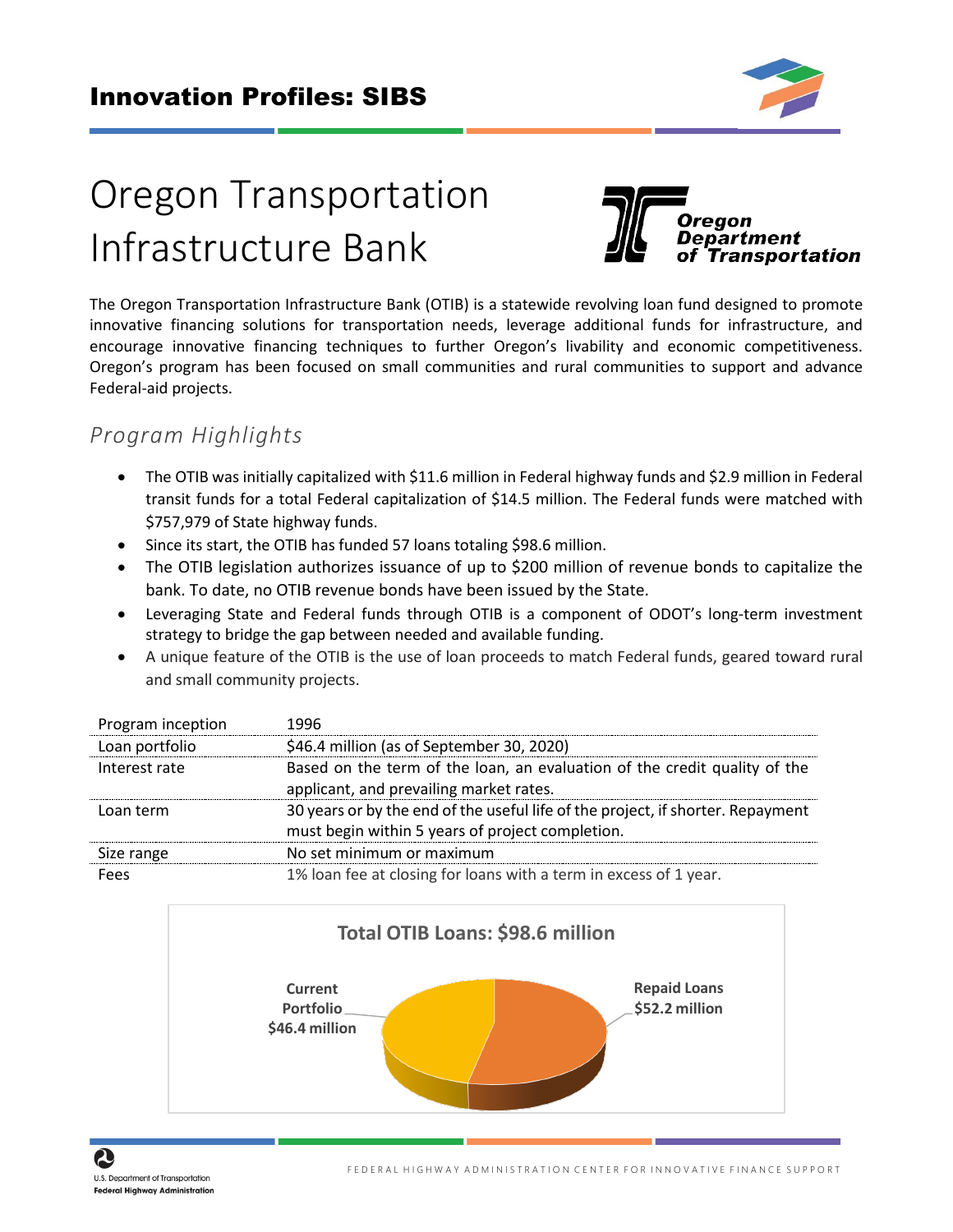# Innovation Profiles: SIBS

# Oregon Transportation Infrastructure Bank

The Oregon Transportation Infrastructure Bank (OTIB) is a statewide revolving loan fund designed to promote innovative financing solutions for transportation needs, leverage additional funds for infrastructure, and encourage innovative financing techniques to further Oregon's livability and economic competitiveness. Oregon's program has been focused on small communities and rural communities to support and advance Federal-aid projects.

## *Program Highlights*

- The OTIB was initially capitalized with $11.6 million in Federal highway funds and $2.9 million in Federal transit funds for a total Federal capitalization of $14.5 million. The Federal funds were matched with $757,979 of State highway funds.
- Since its start, the OTIB has funded 57 loans totaling $98.6 million.
- The OTIB legislation authorizes issuance of up to $200 million of revenue bonds to capitalize the bank. To date, no OTIB revenue bonds have been issued by the State.
- Leveraging State and Federal funds through OTIB is a component of ODOT's long-term investment strategy to bridge the gap between needed and available funding.
- A unique feature of the OTIB is the use of loan proceeds to match Federal funds, geared toward rural and small community projects.

| | |
|---|---|
| Program inception | 1996 |
| Loan portfolio | $46.4 million (as of September 30, 2020) |
| Interest rate | Based on the term of the loan, an evaluation of the credit quality of the applicant, and prevailing market rates. |
| Loan term | 30 years or by the end of the useful life of the project, if shorter. Repayment must begin within 5 years of project completion. |
| Size range | No set minimum or maximum |
| Fees | 1% loan fee at closing for loans with a term in excess of 1 year. |

**Total OTIB Loans: $98.6 million**

- Current Portfolio $46.4 million
- Repaid Loans $52.2 million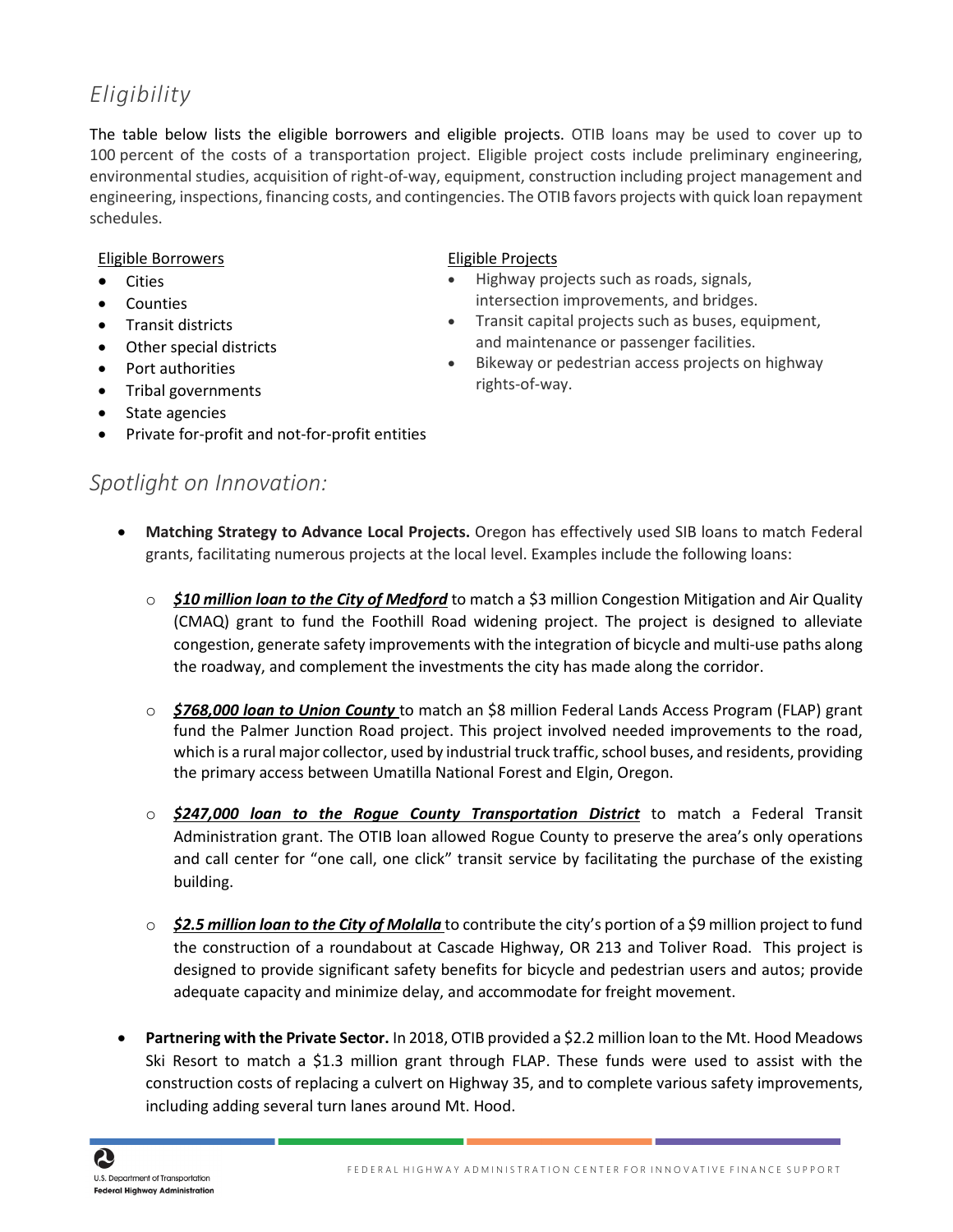## *Eligibility*

The table below lists the eligible borrowers and eligible projects. OTIB loans may be used to cover up to 100 percent of the costs of a transportation project. Eligible project costs include preliminary engineering, environmental studies, acquisition of right-of-way, equipment, construction including project management and engineering, inspections, financing costs, and contingencies. The OTIB favors projects with quick loan repayment schedules.

Eligible Borrowers

- Cities
- Counties
- Transit districts
- Other special districts
- Port authorities
- Tribal governments
- State agencies
- Private for-profit and not-for-profit entities

Eligible Projects

- Highway projects such as roads, signals, intersection improvements, and bridges.
- Transit capital projects such as buses, equipment, and maintenance or passenger facilities.
- Bikeway or pedestrian access projects on highway rights-of-way.

## *Spotlight on Innovation:*

- **Matching Strategy to Advance Local Projects.** Oregon has effectively used SIB loans to match Federal grants, facilitating numerous projects at the local level. Examples include the following loans:
  - ***$10 million loan to the City of Medford*** to match a $3 million Congestion Mitigation and Air Quality (CMAQ) grant to fund the Foothill Road widening project. The project is designed to alleviate congestion, generate safety improvements with the integration of bicycle and multi-use paths along the roadway, and complement the investments the city has made along the corridor.
  - ***$768,000 loan to Union County*** to match an $8 million Federal Lands Access Program (FLAP) grant fund the Palmer Junction Road project. This project involved needed improvements to the road, which is a rural major collector, used by industrial truck traffic, school buses, and residents, providing the primary access between Umatilla National Forest and Elgin, Oregon.
  - ***$247,000 loan to the Rogue County Transportation District*** to match a Federal Transit Administration grant. The OTIB loan allowed Rogue County to preserve the area's only operations and call center for "one call, one click" transit service by facilitating the purchase of the existing building.
  - ***$2.5 million loan to the City of Molalla*** to contribute the city's portion of a $9 million project to fund the construction of a roundabout at Cascade Highway, OR 213 and Toliver Road. This project is designed to provide significant safety benefits for bicycle and pedestrian users and autos; provide adequate capacity and minimize delay, and accommodate for freight movement.
- **Partnering with the Private Sector.** In 2018, OTIB provided a $2.2 million loan to the Mt. Hood Meadows Ski Resort to match a $1.3 million grant through FLAP. These funds were used to assist with the construction costs of replacing a culvert on Highway 35, and to complete various safety improvements, including adding several turn lanes around Mt. Hood.